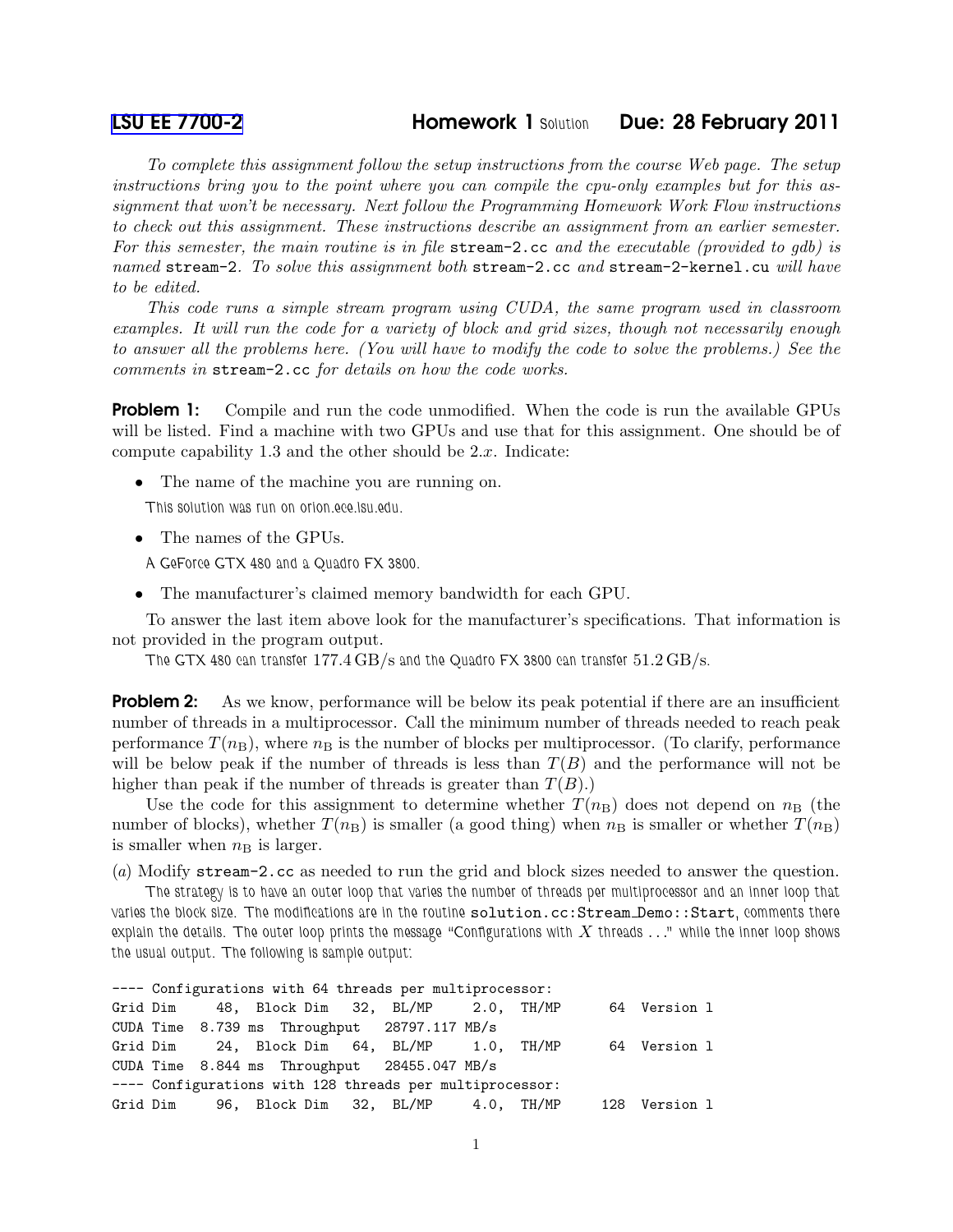# LSU EE 7700-2 Homework 1 Solution Due: 28 February 2011

*To complete this assignment follow the setup instructions from the course Web page. The setup instructions bring you to the point where you can compile the cpu-only examples but for this assignment that won't be necessary. Next follow the Programming Homework Work Flow instructions to check out this assignment. These instructions describe an assignment from an earlier semester. For this semester, the main routine is in file* `stream-2.cc` *and the executable (provided to gdb) is named* `stream-2`. *To solve this assignment both* `stream-2.cc` *and* `stream-2-kernel.cu` *will have to be edited.*

*This code runs a simple stream program using CUDA, the same program used in classroom examples. It will run the code for a variety of block and grid sizes, though not necessarily enough to answer all the problems here. (You will have to modify the code to solve the problems.) See the comments in* `stream-2.cc` *for details on how the code works.*

**Problem 1:** Compile and run the code unmodified. When the code is run the available GPUs will be listed. Find a machine with two GPUs and use that for this assignment. One should be of compute capability 1.3 and the other should be 2.$x$. Indicate:

- The name of the machine you are running on.

  This solution was run on orion.ece.lsu.edu.

- The names of the GPUs.

  A GeForce GTX 480 and a Quadro FX 3800.

- The manufacturer's claimed memory bandwidth for each GPU.

To answer the last item above look for the manufacturer's specifications. That information is not provided in the program output.

The GTX 480 can transfer 177.4 GB/s and the Quadro FX 3800 can transfer 51.2 GB/s.

**Problem 2:** As we know, performance will be below its peak potential if there are an insufficient number of threads in a multiprocessor. Call the minimum number of threads needed to reach peak performance $T(n_B)$, where $n_B$ is the number of blocks per multiprocessor. (To clarify, performance will be below peak if the number of threads is less than $T(B)$ and the performance will not be higher than peak if the number of threads is greater than $T(B)$.)

Use the code for this assignment to determine whether $T(n_B)$ does not depend on $n_B$ (the number of blocks), whether $T(n_B)$ is smaller (a good thing) when $n_B$ is smaller or whether $T(n_B)$ is smaller when $n_B$ is larger.

(*a*) Modify `stream-2.cc` as needed to run the grid and block sizes needed to answer the question.

The strategy is to have an outer loop that varies the number of threads per multiprocessor and an inner loop that varies the block size. The modifications are in the routine `solution.cc:Stream_Demo::Start`, comments there explain the details. The outer loop prints the message "Configurations with $X$ threads ..." while the inner loop shows the usual output. The following is sample output:

```
---- Configurations with 64 threads per multiprocessor:
Grid Dim     48, Block Dim   32, BL/MP     2.0, TH/MP      64  Version 1
CUDA Time  8.739 ms  Throughput   28797.117 MB/s
Grid Dim     24, Block Dim   64, BL/MP     1.0, TH/MP      64  Version 1
CUDA Time  8.844 ms  Throughput   28455.047 MB/s
---- Configurations with 128 threads per multiprocessor:
Grid Dim     96, Block Dim   32, BL/MP     4.0, TH/MP     128  Version 1
```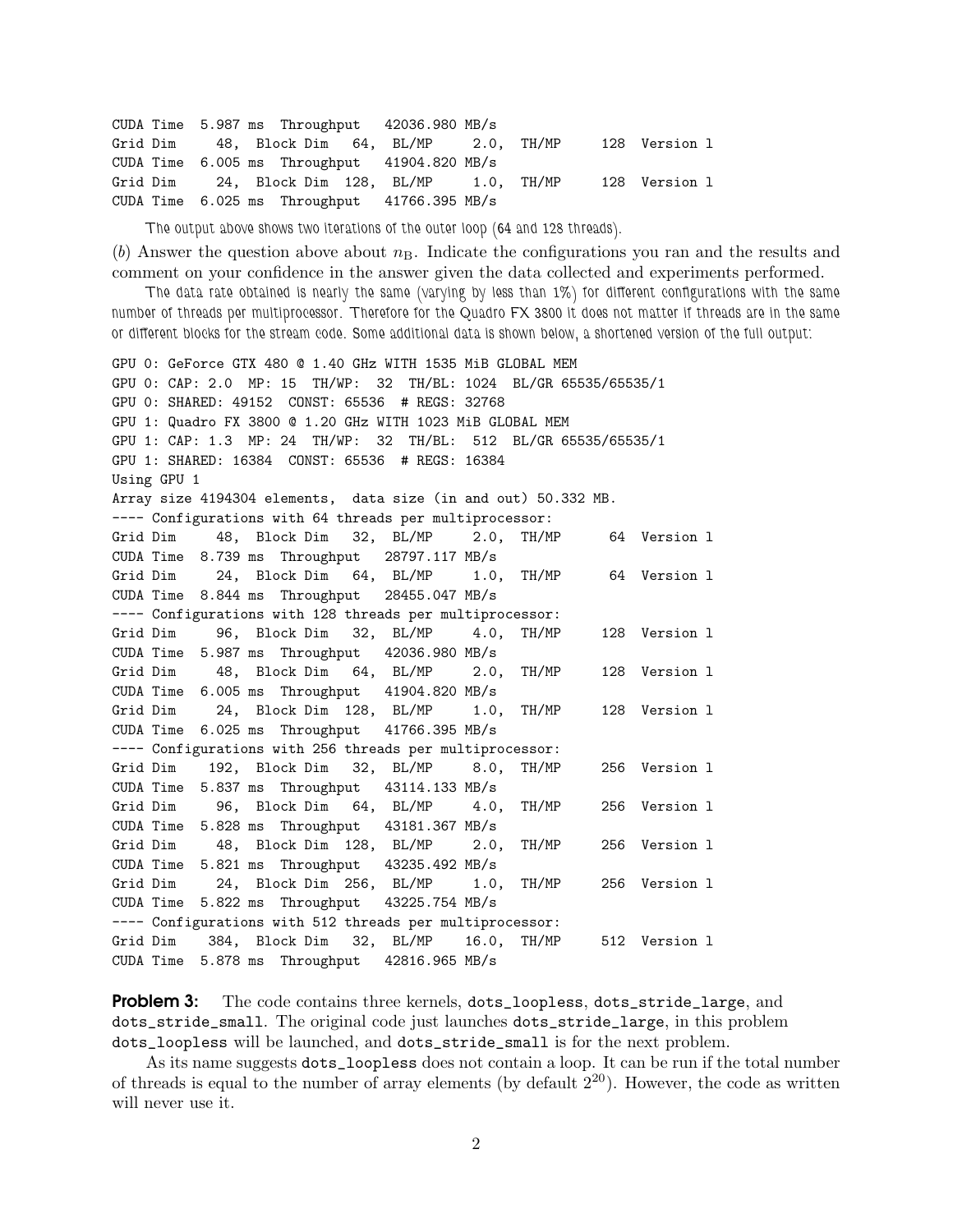```
CUDA Time  5.987 ms  Throughput   42036.980 MB/s
Grid Dim     48, Block Dim   64, BL/MP     2.0,  TH/MP      128  Version 1
CUDA Time  6.005 ms  Throughput   41904.820 MB/s
Grid Dim     24, Block Dim  128, BL/MP     1.0,  TH/MP      128  Version 1
CUDA Time  6.025 ms  Throughput   41766.395 MB/s
```

*The output above shows two iterations of the outer loop (64 and 128 threads).*

(*b*) Answer the question above about $n_B$. Indicate the configurations you ran and the results and comment on your confidence in the answer given the data collected and experiments performed.

*The data rate obtained is nearly the same (varying by less than 1%) for different configurations with the same number of threads per multiprocessor. Therefore for the Quadro FX 3800 it does not matter if threads are in the same or different blocks for the stream code. Some additional data is shown below, a shortened version of the full output:*

```
GPU 0: GeForce GTX 480 @ 1.40 GHz WITH 1535 MiB GLOBAL MEM
GPU 0: CAP: 2.0  MP: 15  TH/WP:  32  TH/BL: 1024  BL/GR 65535/65535/1
GPU 0: SHARED: 49152  CONST: 65536  # REGS: 32768
GPU 1: Quadro FX 3800 @ 1.20 GHz WITH 1023 MiB GLOBAL MEM
GPU 1: CAP: 1.3  MP: 24  TH/WP:  32  TH/BL:  512  BL/GR 65535/65535/1
GPU 1: SHARED: 16384  CONST: 65536  # REGS: 16384
Using GPU 1
Array size 4194304 elements,  data size (in and out) 50.332 MB.
---- Configurations with 64 threads per multiprocessor:
Grid Dim     48, Block Dim   32, BL/MP     2.0,  TH/MP       64  Version 1
CUDA Time  8.739 ms  Throughput   28797.117 MB/s
Grid Dim     24, Block Dim   64, BL/MP     1.0,  TH/MP       64  Version 1
CUDA Time  8.844 ms  Throughput   28455.047 MB/s
---- Configurations with 128 threads per multiprocessor:
Grid Dim     96, Block Dim   32, BL/MP     4.0,  TH/MP      128  Version 1
CUDA Time  5.987 ms  Throughput   42036.980 MB/s
Grid Dim     48, Block Dim   64, BL/MP     2.0,  TH/MP      128  Version 1
CUDA Time  6.005 ms  Throughput   41904.820 MB/s
Grid Dim     24, Block Dim  128, BL/MP     1.0,  TH/MP      128  Version 1
CUDA Time  6.025 ms  Throughput   41766.395 MB/s
---- Configurations with 256 threads per multiprocessor:
Grid Dim    192, Block Dim   32, BL/MP     8.0,  TH/MP      256  Version 1
CUDA Time  5.837 ms  Throughput   43114.133 MB/s
Grid Dim     96, Block Dim   64, BL/MP     4.0,  TH/MP      256  Version 1
CUDA Time  5.828 ms  Throughput   43181.367 MB/s
Grid Dim     48, Block Dim  128, BL/MP     2.0,  TH/MP      256  Version 1
CUDA Time  5.821 ms  Throughput   43235.492 MB/s
Grid Dim     24, Block Dim  256, BL/MP     1.0,  TH/MP      256  Version 1
CUDA Time  5.822 ms  Throughput   43225.754 MB/s
---- Configurations with 512 threads per multiprocessor:
Grid Dim    384, Block Dim   32, BL/MP    16.0,  TH/MP      512  Version 1
CUDA Time  5.878 ms  Throughput   42816.965 MB/s
```

**Problem 3:** The code contains three kernels, `dots_loopless`, `dots_stride_large`, and `dots_stride_small`. The original code just launches `dots_stride_large`, in this problem `dots_loopless` will be launched, and `dots_stride_small` is for the next problem.

As its name suggests `dots_loopless` does not contain a loop. It can be run if the total number of threads is equal to the number of array elements (by default $2^{20}$). However, the code as written will never use it.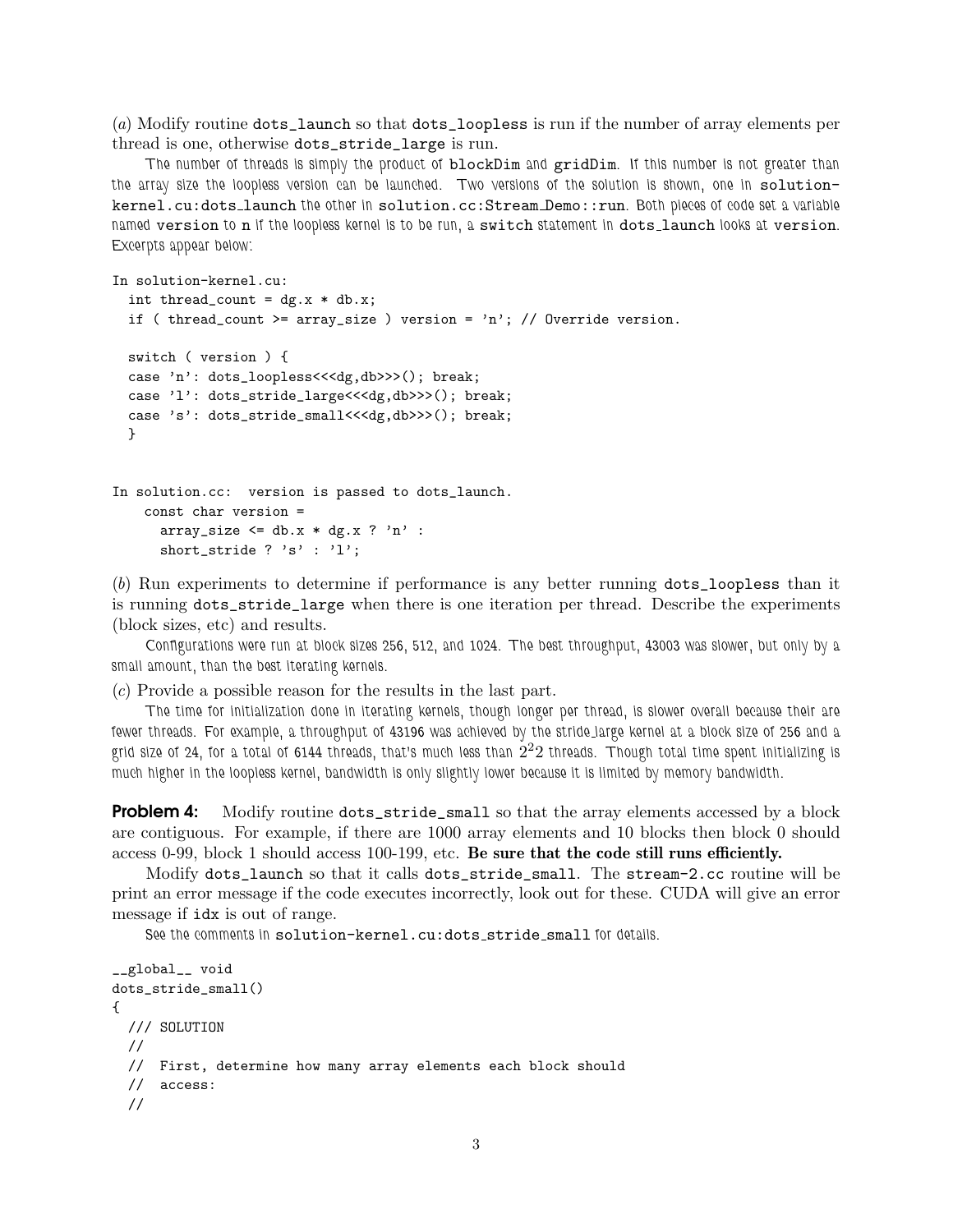(*a*) Modify routine `dots_launch` so that `dots_loopless` is run if the number of array elements per thread is one, otherwise `dots_stride_large` is run.

The number of threads is simply the product of `blockDim` and `gridDim`. If this number is not greater than the array size the loopless version can be launched. Two versions of the solution is shown, one in `solution-kernel.cu:dots_launch` the other in `solution.cc:Stream_Demo::run`. Both pieces of code set a variable named `version` to `n` if the loopless kernel is to be run, a `switch` statement in `dots_launch` looks at `version`. Excerpts appear below:

```
In solution-kernel.cu:
  int thread_count = dg.x * db.x;
  if ( thread_count >= array_size ) version = 'n'; // Override version.

  switch ( version ) {
  case 'n': dots_loopless<<<dg,db>>>(); break;
  case 'l': dots_stride_large<<<dg,db>>>(); break;
  case 's': dots_stride_small<<<dg,db>>>(); break;
  }


In solution.cc:  version is passed to dots_launch.
    const char version =
      array_size <= db.x * dg.x ? 'n' :
      short_stride ? 's' : 'l';
```

(*b*) Run experiments to determine if performance is any better running `dots_loopless` than it is running `dots_stride_large` when there is one iteration per thread. Describe the experiments (block sizes, etc) and results.

Configurations were run at block sizes 256, 512, and 1024. The best throughput, 43003 was slower, but only by a small amount, than the best iterating kernels.

(*c*) Provide a possible reason for the results in the last part.

The time for initialization done in iterating kernels, though longer per thread, is slower overall because their are fewer threads. For example, a throughput of 43196 was achieved by the stride_large kernel at a block size of 256 and a grid size of 24, for a total of 6144 threads, that's much less than $2^22$ threads. Though total time spent initializing is much higher in the loopless kernel, bandwidth is only slightly lower because it is limited by memory bandwidth.

**Problem 4:** Modify routine `dots_stride_small` so that the array elements accessed by a block are contiguous. For example, if there are 1000 array elements and 10 blocks then block 0 should access 0-99, block 1 should access 100-199, etc. **Be sure that the code still runs efficiently.**

Modify `dots_launch` so that it calls `dots_stride_small`. The `stream-2.cc` routine will be print an error message if the code executes incorrectly, look out for these. CUDA will give an error message if `idx` is out of range.

See the comments in `solution-kernel.cu:dots_stride_small` for details.

```
__global__ void
dots_stride_small()
{
  /// SOLUTION
  //
  //  First, determine how many array elements each block should
  //  access:
  //
```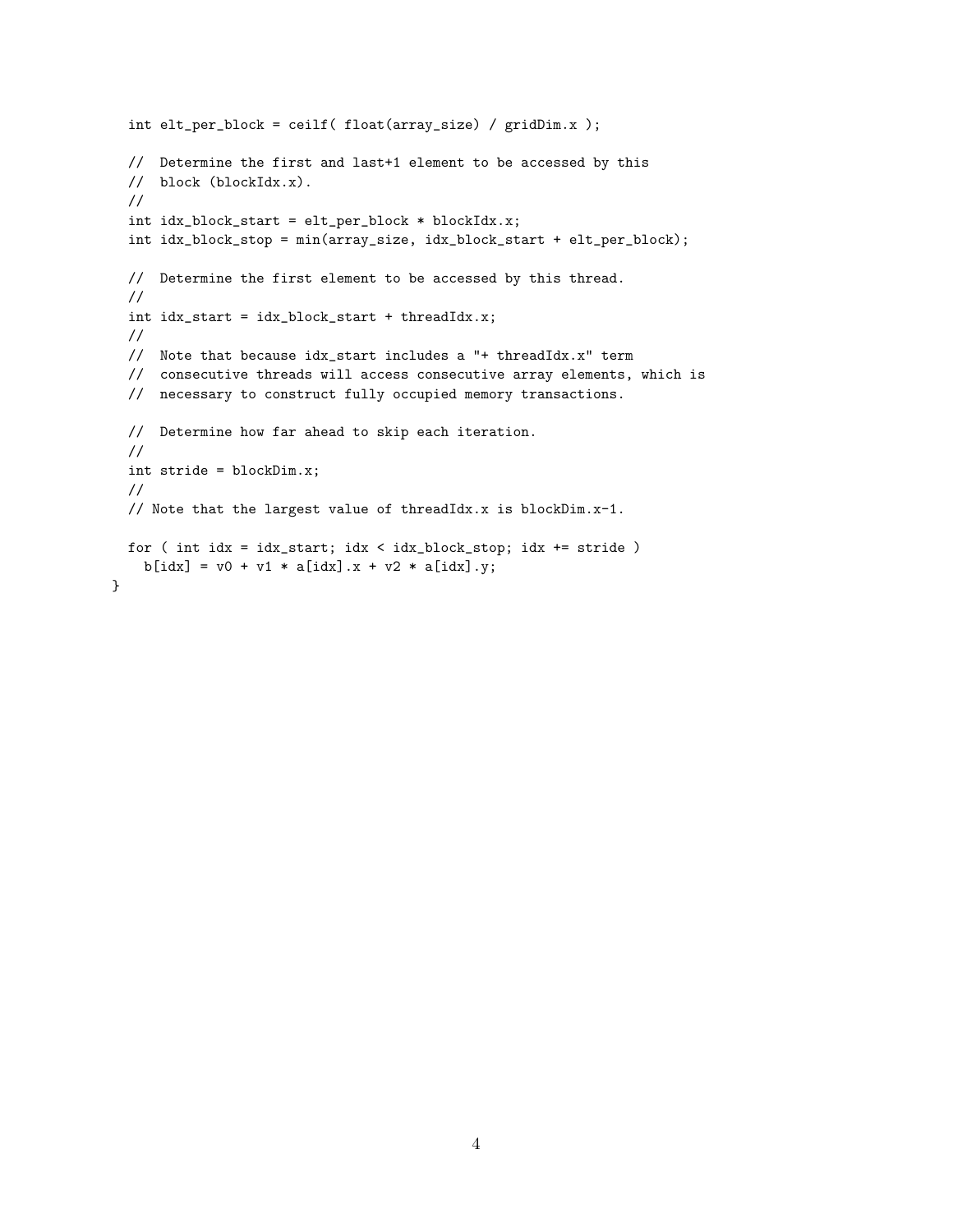```
  int elt_per_block = ceilf( float(array_size) / gridDim.x );

  //  Determine the first and last+1 element to be accessed by this
  //  block (blockIdx.x).
  //
  int idx_block_start = elt_per_block * blockIdx.x;
  int idx_block_stop = min(array_size, idx_block_start + elt_per_block);

  //  Determine the first element to be accessed by this thread.
  //
  int idx_start = idx_block_start + threadIdx.x;
  //
  //  Note that because idx_start includes a "+ threadIdx.x" term
  //  consecutive threads will access consecutive array elements, which is
  //  necessary to construct fully occupied memory transactions.

  //  Determine how far ahead to skip each iteration.
  //
  int stride = blockDim.x;
  //
  // Note that the largest value of threadIdx.x is blockDim.x-1.

  for ( int idx = idx_start; idx < idx_block_stop; idx += stride )
    b[idx] = v0 + v1 * a[idx].x + v2 * a[idx].y;
}
```